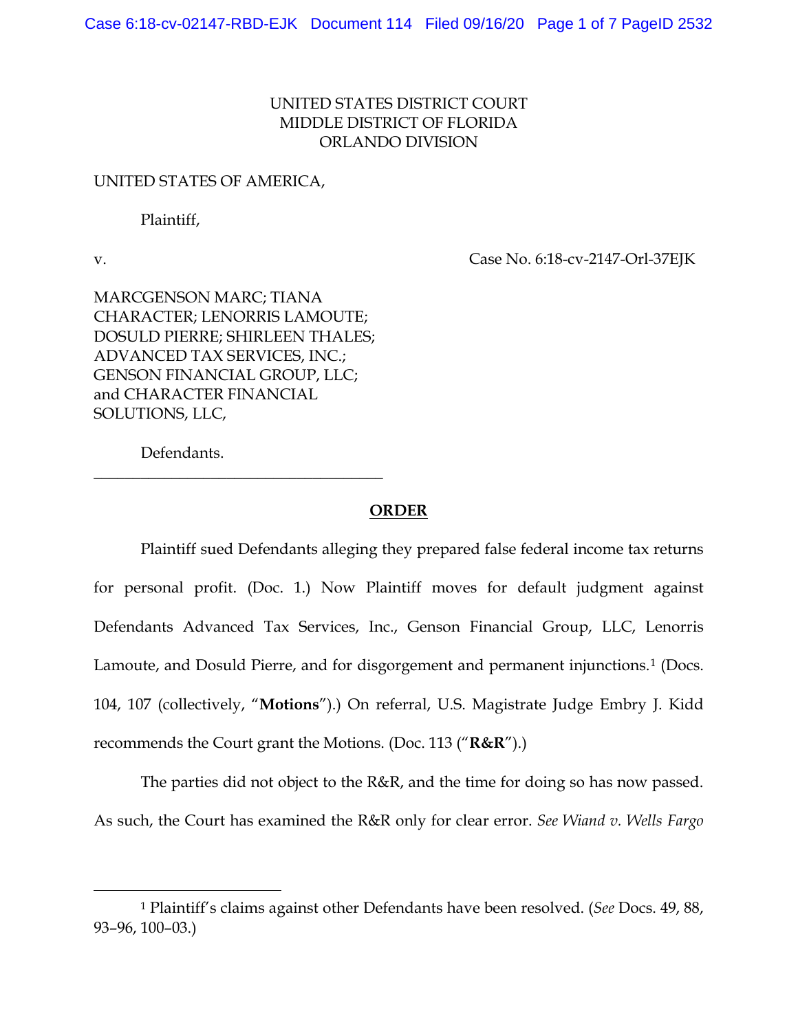UNITED STATES DISTRICT COURT
MIDDLE DISTRICT OF FLORIDA
ORLANDO DIVISION

UNITED STATES OF AMERICA,

Plaintiff,

v. Case No. 6:18-cv-2147-Orl-37EJK

MARCGENSON MARC; TIANA CHARACTER; LENORRIS LAMOUTE; DOSULD PIERRE; SHIRLEEN THALES; ADVANCED TAX SERVICES, INC.; GENSON FINANCIAL GROUP, LLC; and CHARACTER FINANCIAL SOLUTIONS, LLC,

Defendants.

---

**ORDER**

Plaintiff sued Defendants alleging they prepared false federal income tax returns for personal profit. (Doc. 1.) Now Plaintiff moves for default judgment against Defendants Advanced Tax Services, Inc., Genson Financial Group, LLC, Lenorris Lamoute, and Dosuld Pierre, and for disgorgement and permanent injunctions.[1] (Docs. 104, 107 (collectively, "**Motions**").) On referral, U.S. Magistrate Judge Embry J. Kidd recommends the Court grant the Motions. (Doc. 113 ("**R&R**").)

The parties did not object to the R&R, and the time for doing so has now passed. As such, the Court has examined the R&R only for clear error. *See Wiand v. Wells Fargo*

---

[1] Plaintiff's claims against other Defendants have been resolved. (*See* Docs. 49, 88, 93–96, 100–03.)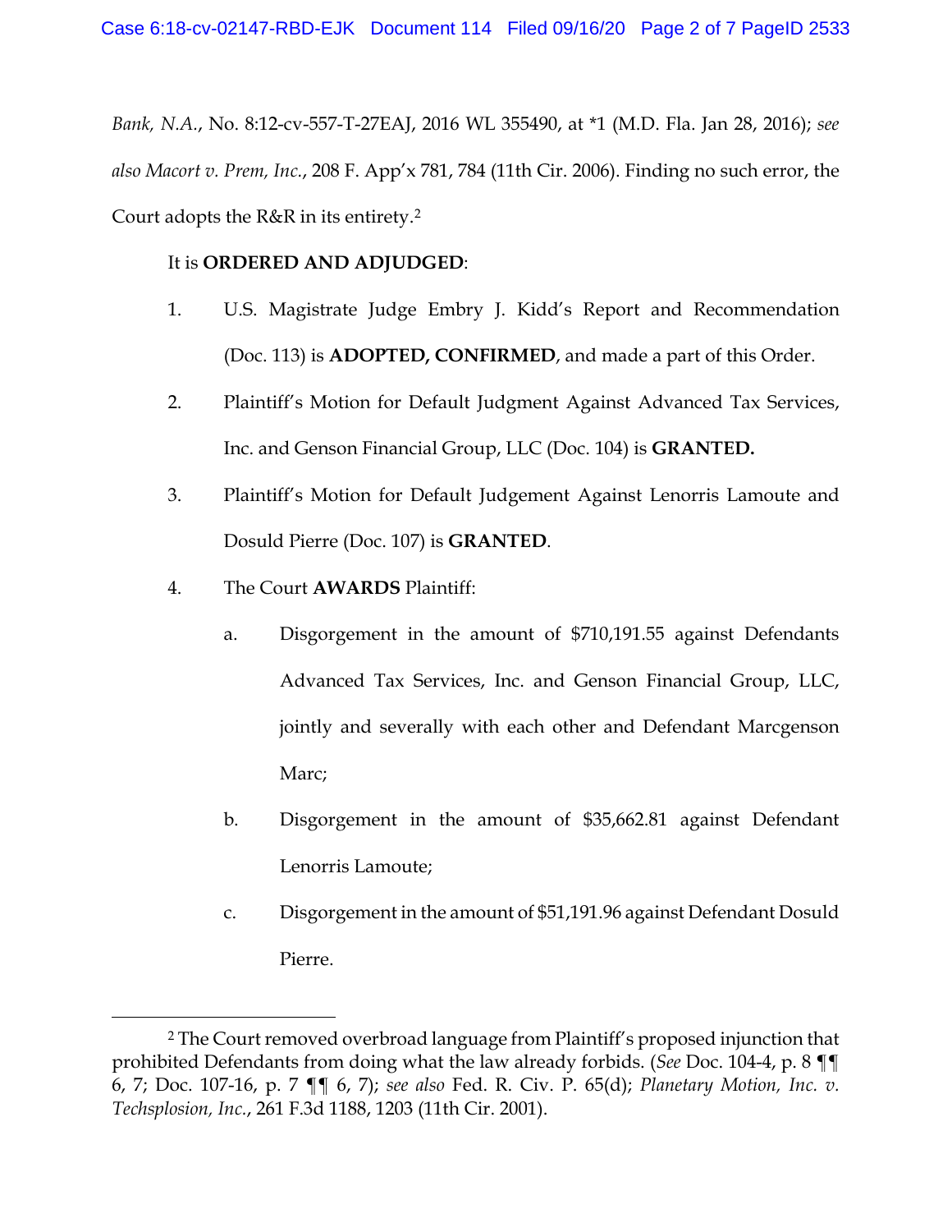*Bank, N.A.*, No. 8:12-cv-557-T-27EAJ, 2016 WL 355490, at *1 (M.D. Fla. Jan 28, 2016); *see also Macort v. Prem, Inc.*, 208 F. App'x 781, 784 (11th Cir. 2006). Finding no such error, the Court adopts the R&R in its entirety.[2]

It is **ORDERED AND ADJUDGED**:

1. U.S. Magistrate Judge Embry J. Kidd's Report and Recommendation (Doc. 113) is **ADOPTED, CONFIRMED**, and made a part of this Order.
2. Plaintiff's Motion for Default Judgment Against Advanced Tax Services, Inc. and Genson Financial Group, LLC (Doc. 104) is **GRANTED.**
3. Plaintiff's Motion for Default Judgement Against Lenorris Lamoute and Dosuld Pierre (Doc. 107) is **GRANTED**.
4. The Court **AWARDS** Plaintiff:
   a. Disgorgement in the amount of $710,191.55 against Defendants Advanced Tax Services, Inc. and Genson Financial Group, LLC, jointly and severally with each other and Defendant Marcgenson Marc;
   b. Disgorgement in the amount of $35,662.81 against Defendant Lenorris Lamoute;
   c. Disgorgement in the amount of $51,191.96 against Defendant Dosuld Pierre.

---

[2] The Court removed overbroad language from Plaintiff's proposed injunction that prohibited Defendants from doing what the law already forbids. (*See* Doc. 104-4, p. 8 ¶¶ 6, 7; Doc. 107-16, p. 7 ¶¶ 6, 7); *see also* Fed. R. Civ. P. 65(d); *Planetary Motion, Inc. v. Techsplosion, Inc.*, 261 F.3d 1188, 1203 (11th Cir. 2001).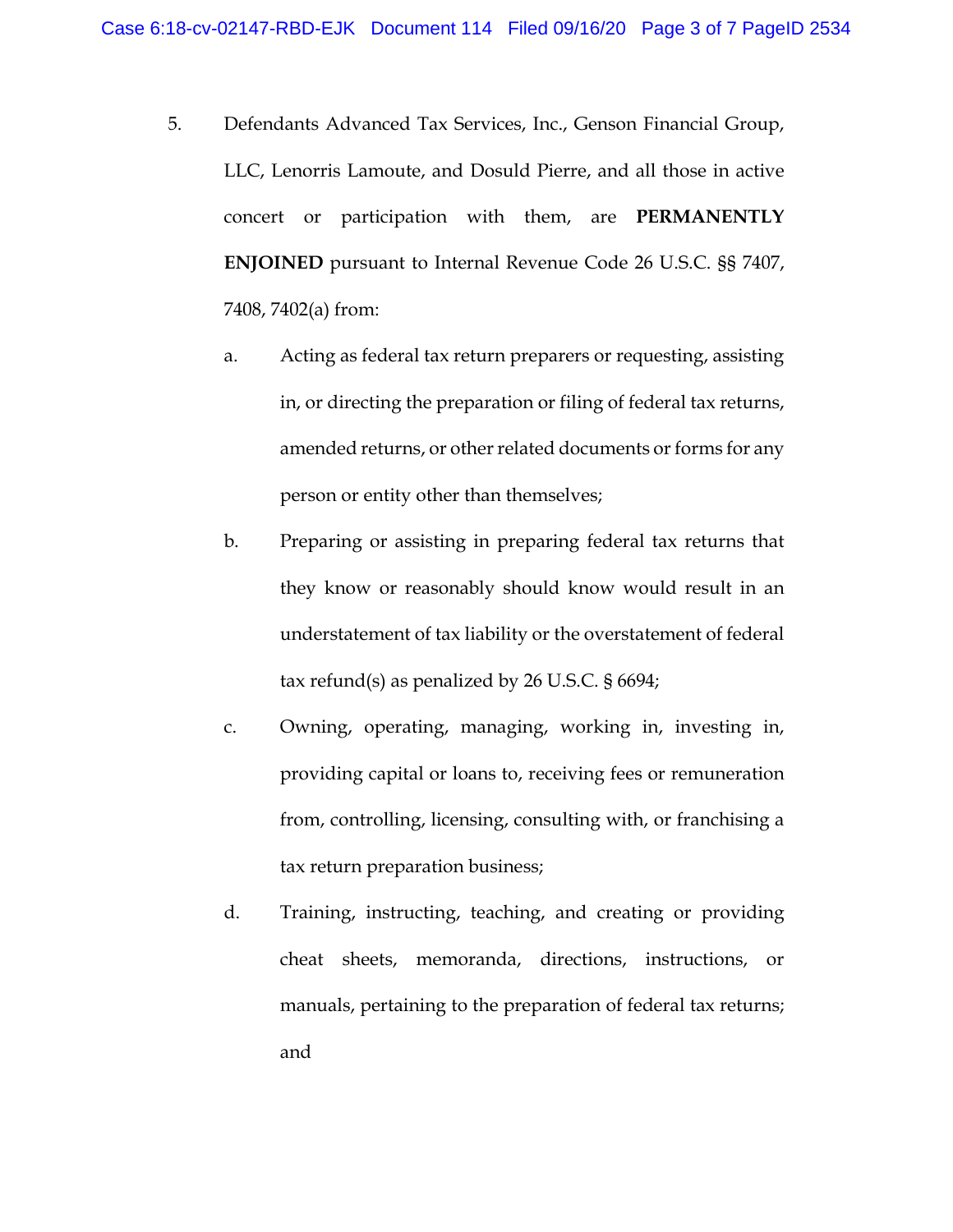5. Defendants Advanced Tax Services, Inc., Genson Financial Group, LLC, Lenorris Lamoute, and Dosuld Pierre, and all those in active concert or participation with them, are **PERMANENTLY ENJOINED** pursuant to Internal Revenue Code 26 U.S.C. §§ 7407, 7408, 7402(a) from:

   a. Acting as federal tax return preparers or requesting, assisting in, or directing the preparation or filing of federal tax returns, amended returns, or other related documents or forms for any person or entity other than themselves;

   b. Preparing or assisting in preparing federal tax returns that they know or reasonably should know would result in an understatement of tax liability or the overstatement of federal tax refund(s) as penalized by 26 U.S.C. § 6694;

   c. Owning, operating, managing, working in, investing in, providing capital or loans to, receiving fees or remuneration from, controlling, licensing, consulting with, or franchising a tax return preparation business;

   d. Training, instructing, teaching, and creating or providing cheat sheets, memoranda, directions, instructions, or manuals, pertaining to the preparation of federal tax returns; and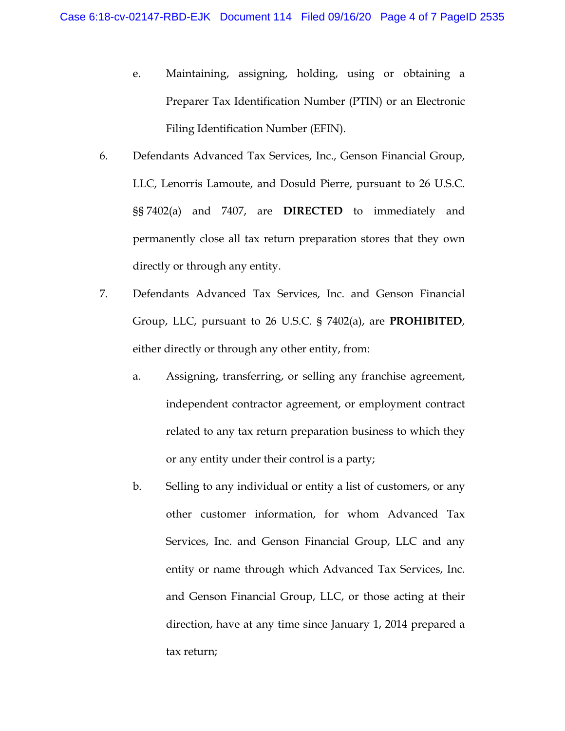e. Maintaining, assigning, holding, using or obtaining a Preparer Tax Identification Number (PTIN) or an Electronic Filing Identification Number (EFIN).

6. Defendants Advanced Tax Services, Inc., Genson Financial Group, LLC, Lenorris Lamoute, and Dosuld Pierre, pursuant to 26 U.S.C. §§ 7402(a) and 7407, are **DIRECTED** to immediately and permanently close all tax return preparation stores that they own directly or through any entity.

7. Defendants Advanced Tax Services, Inc. and Genson Financial Group, LLC, pursuant to 26 U.S.C. § 7402(a), are **PROHIBITED**, either directly or through any other entity, from:

   a. Assigning, transferring, or selling any franchise agreement, independent contractor agreement, or employment contract related to any tax return preparation business to which they or any entity under their control is a party;

   b. Selling to any individual or entity a list of customers, or any other customer information, for whom Advanced Tax Services, Inc. and Genson Financial Group, LLC and any entity or name through which Advanced Tax Services, Inc. and Genson Financial Group, LLC, or those acting at their direction, have at any time since January 1, 2014 prepared a tax return;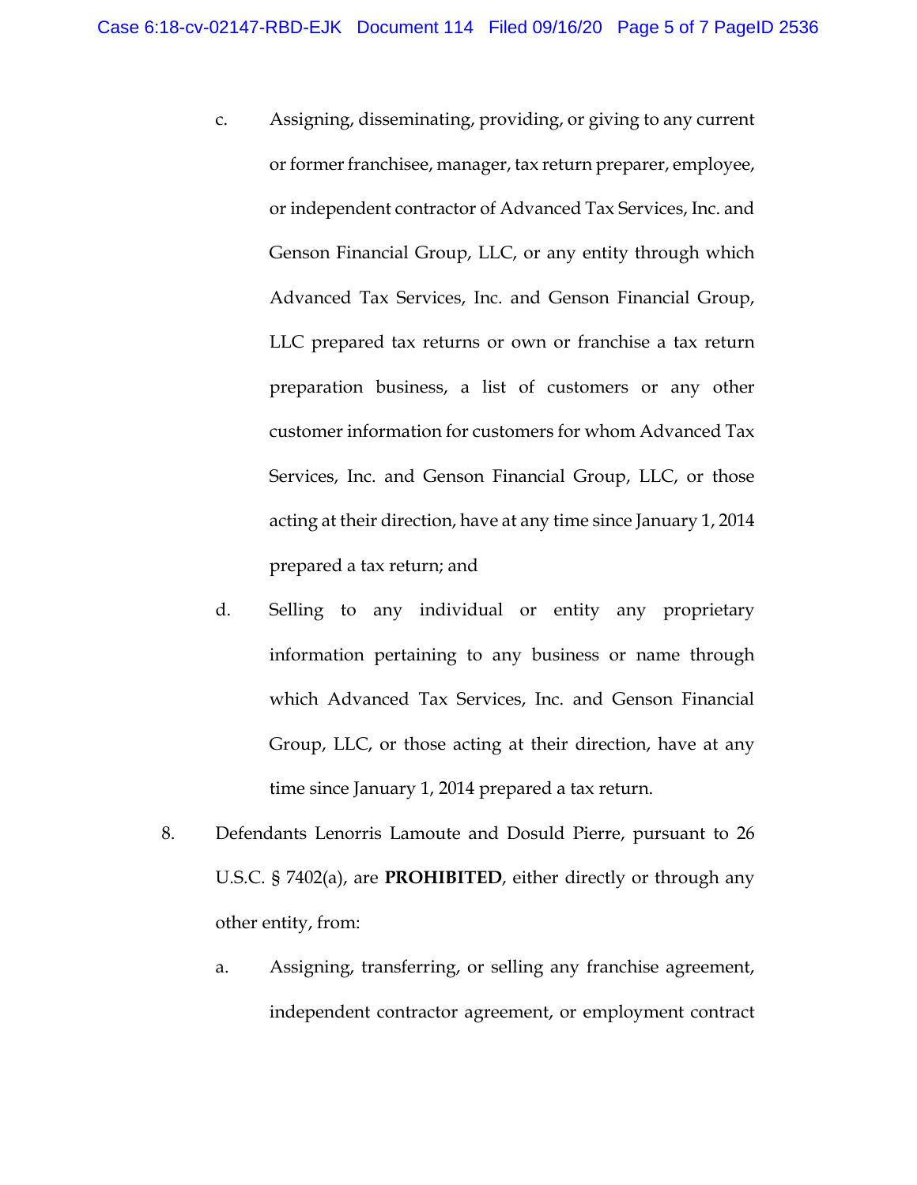c. Assigning, disseminating, providing, or giving to any current or former franchisee, manager, tax return preparer, employee, or independent contractor of Advanced Tax Services, Inc. and Genson Financial Group, LLC, or any entity through which Advanced Tax Services, Inc. and Genson Financial Group, LLC prepared tax returns or own or franchise a tax return preparation business, a list of customers or any other customer information for customers for whom Advanced Tax Services, Inc. and Genson Financial Group, LLC, or those acting at their direction, have at any time since January 1, 2014 prepared a tax return; and

d. Selling to any individual or entity any proprietary information pertaining to any business or name through which Advanced Tax Services, Inc. and Genson Financial Group, LLC, or those acting at their direction, have at any time since January 1, 2014 prepared a tax return.

8. Defendants Lenorris Lamoute and Dosuld Pierre, pursuant to 26 U.S.C. § 7402(a), are **PROHIBITED**, either directly or through any other entity, from:

a. Assigning, transferring, or selling any franchise agreement, independent contractor agreement, or employment contract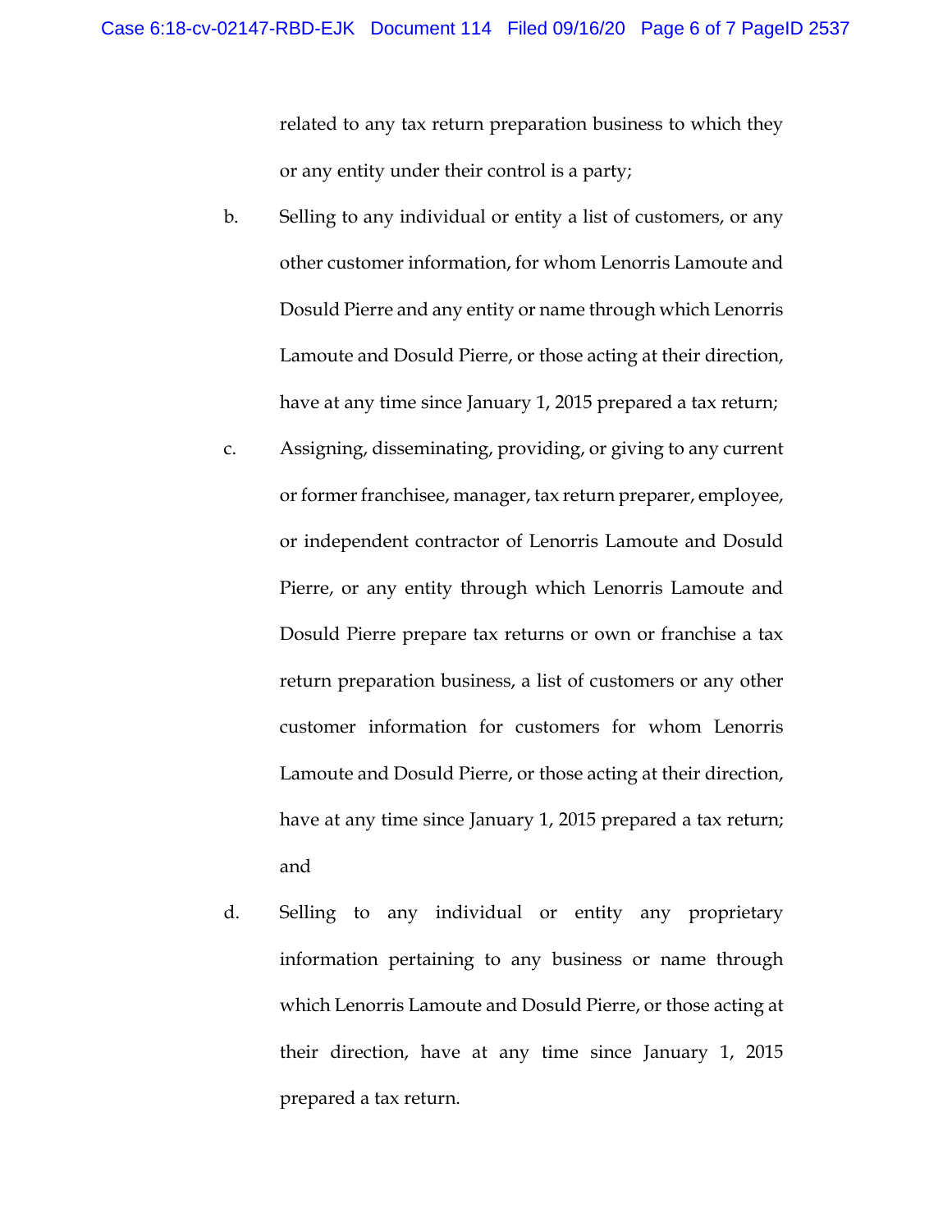related to any tax return preparation business to which they or any entity under their control is a party;

b. Selling to any individual or entity a list of customers, or any other customer information, for whom Lenorris Lamoute and Dosuld Pierre and any entity or name through which Lenorris Lamoute and Dosuld Pierre, or those acting at their direction, have at any time since January 1, 2015 prepared a tax return;

c. Assigning, disseminating, providing, or giving to any current or former franchisee, manager, tax return preparer, employee, or independent contractor of Lenorris Lamoute and Dosuld Pierre, or any entity through which Lenorris Lamoute and Dosuld Pierre prepare tax returns or own or franchise a tax return preparation business, a list of customers or any other customer information for customers for whom Lenorris Lamoute and Dosuld Pierre, or those acting at their direction, have at any time since January 1, 2015 prepared a tax return; and

d. Selling to any individual or entity any proprietary information pertaining to any business or name through which Lenorris Lamoute and Dosuld Pierre, or those acting at their direction, have at any time since January 1, 2015 prepared a tax return.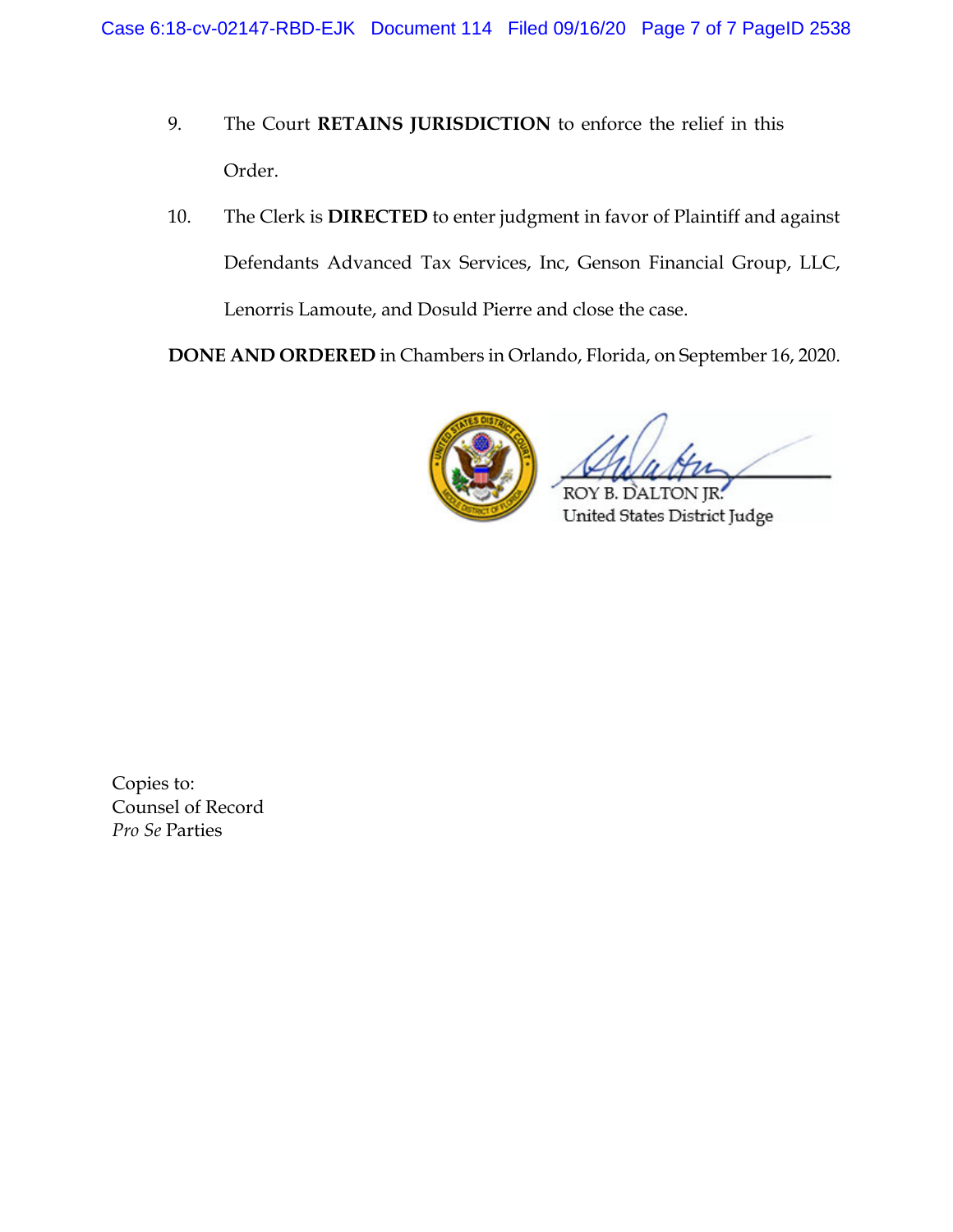9. The Court **RETAINS JURISDICTION** to enforce the relief in this Order.

10. The Clerk is **DIRECTED** to enter judgment in favor of Plaintiff and against Defendants Advanced Tax Services, Inc, Genson Financial Group, LLC, Lenorris Lamoute, and Dosuld Pierre and close the case.

**DONE AND ORDERED** in Chambers in Orlando, Florida, on September 16, 2020.

ROY B. DALTON JR.
United States District Judge

Copies to:
Counsel of Record
*Pro Se* Parties